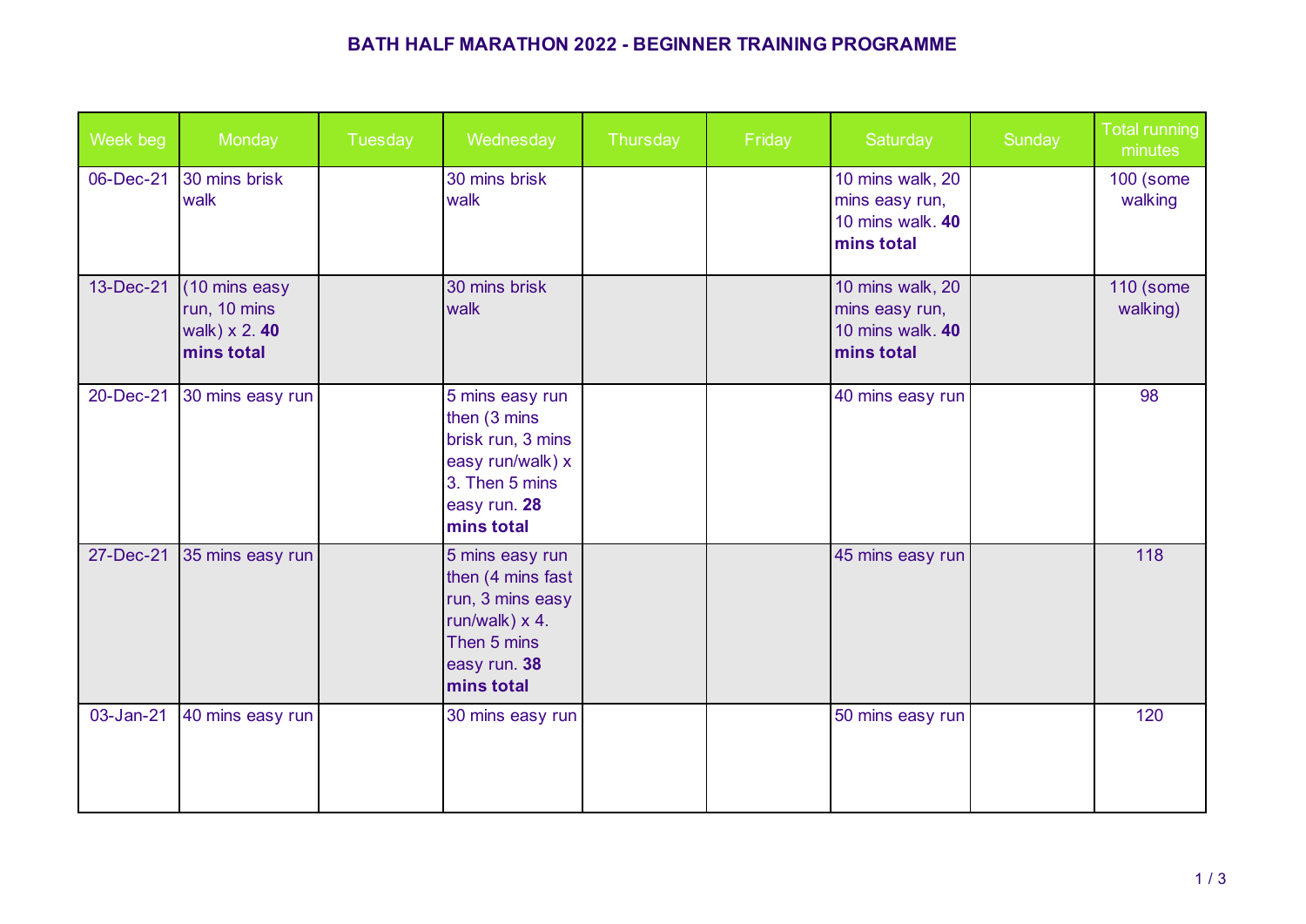# BATH HALF MARATHON 2022 - BEGINNER TRAINING PROGRAMME

| Week beg | Monday | Tuesday | Wednesday | Thursday | Friday | Saturday | Sunday | Total running minutes |
|---|---|---|---|---|---|---|---|---|
| 06-Dec-21 | 30 mins brisk walk | | 30 mins brisk walk | | | 10 mins walk, 20 mins easy run, 10 mins walk. **40 mins total** | | 100 (some walking |
| 13-Dec-21 | (10 mins easy run, 10 mins walk) x 2. **40 mins total** | | 30 mins brisk walk | | | 10 mins walk, 20 mins easy run, 10 mins walk. **40 mins total** | | 110 (some walking) |
| 20-Dec-21 | 30 mins easy run | | 5 mins easy run then (3 mins brisk run, 3 mins easy run/walk) x 3. Then 5 mins easy run. **28 mins total** | | | 40 mins easy run | | 98 |
| 27-Dec-21 | 35 mins easy run | | 5 mins easy run then (4 mins fast run, 3 mins easy run/walk) x 4. Then 5 mins easy run. **38 mins total** | | | 45 mins easy run | | 118 |
| 03-Jan-21 | 40 mins easy run | | 30 mins easy run | | | 50 mins easy run | | 120 |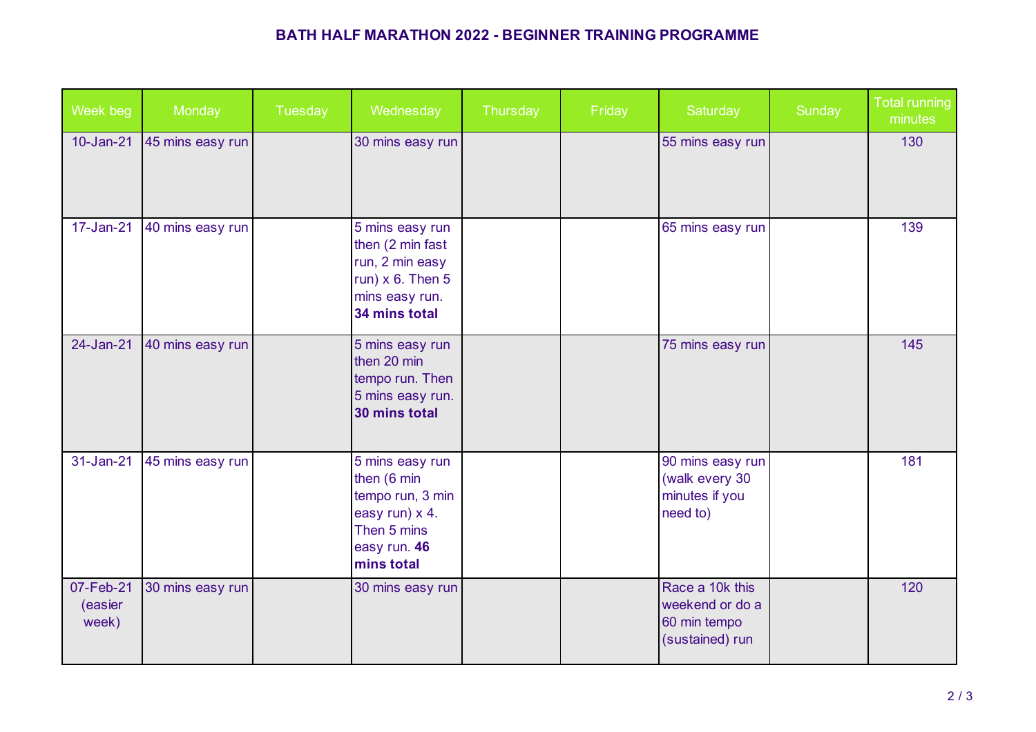# BATH HALF MARATHON 2022 - BEGINNER TRAINING PROGRAMME

| Week beg | Monday | Tuesday | Wednesday | Thursday | Friday | Saturday | Sunday | Total running minutes |
|---|---|---|---|---|---|---|---|---|
| 10-Jan-21 | 45 mins easy run | | 30 mins easy run | | | 55 mins easy run | | 130 |
| 17-Jan-21 | 40 mins easy run | | 5 mins easy run then (2 min fast run, 2 min easy run) x 6. Then 5 mins easy run. **34 mins total** | | | 65 mins easy run | | 139 |
| 24-Jan-21 | 40 mins easy run | | 5 mins easy run then 20 min tempo run. Then 5 mins easy run. **30 mins total** | | | 75 mins easy run | | 145 |
| 31-Jan-21 | 45 mins easy run | | 5 mins easy run then (6 min tempo run, 3 min easy run) x 4. Then 5 mins easy run. **46 mins total** | | | 90 mins easy run (walk every 30 minutes if you need to) | | 181 |
| 07-Feb-21 (easier week) | 30 mins easy run | | 30 mins easy run | | | Race a 10k this weekend or do a 60 min tempo (sustained) run | | 120 |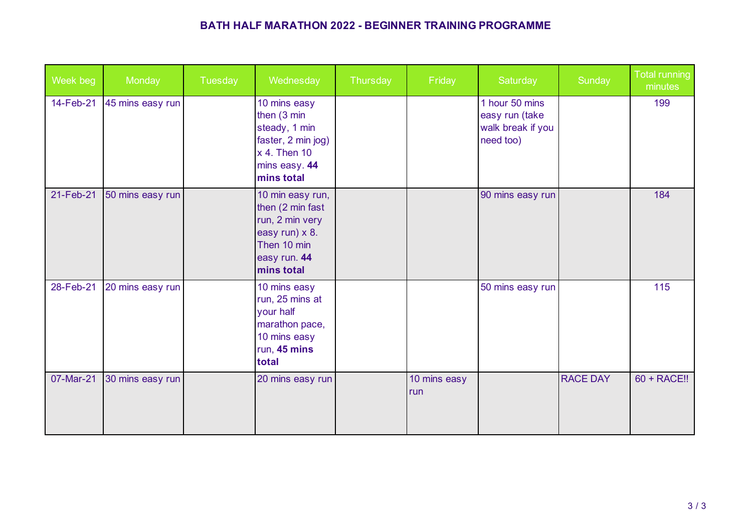## BATH HALF MARATHON 2022 - BEGINNER TRAINING PROGRAMME

| Week beg | Monday | Tuesday | Wednesday | Thursday | Friday | Saturday | Sunday | Total running minutes |
|---|---|---|---|---|---|---|---|---|
| 14-Feb-21 | 45 mins easy run | | 10 mins easy then (3 min steady, 1 min faster, 2 min jog) x 4. Then 10 mins easy. **44 mins total** | | | 1 hour 50 mins easy run (take walk break if you need too) | | 199 |
| 21-Feb-21 | 50 mins easy run | | 10 min easy run, then (2 min fast run, 2 min very easy run) x 8. Then 10 min easy run. **44 mins total** | | | 90 mins easy run | | 184 |
| 28-Feb-21 | 20 mins easy run | | 10 mins easy run, 25 mins at your half marathon pace, 10 mins easy run, **45 mins total** | | | 50 mins easy run | | 115 |
| 07-Mar-21 | 30 mins easy run | | 20 mins easy run | | 10 mins easy run | | RACE DAY | 60 + RACE!! |